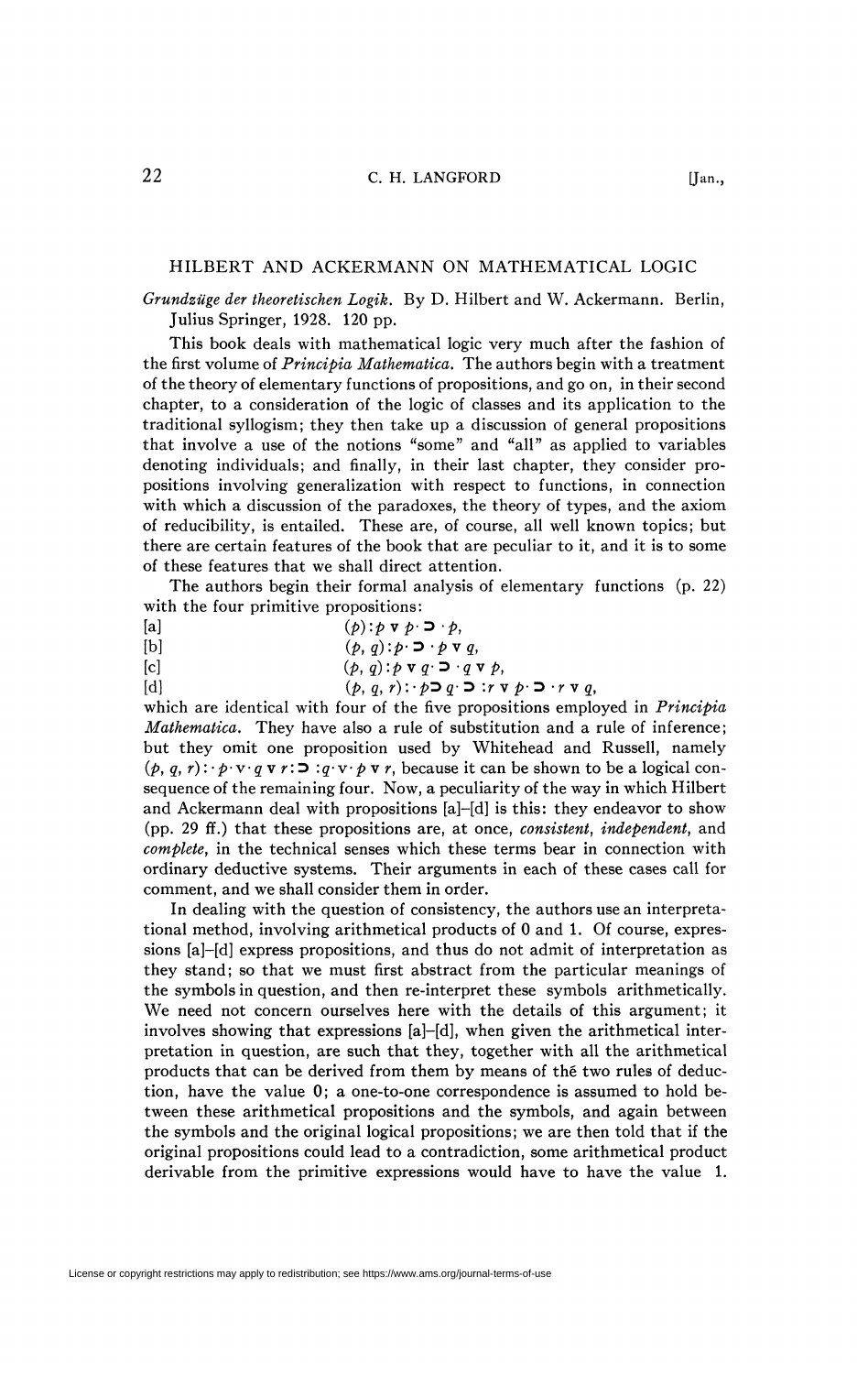## HILBERT AND ACKERMANN ON MATHEMATICAL LOGIC

*Grundzüge der theoretischen Logik*. By D. Hilbert and W. Ackermann. Berlin, Julius Springer, 1928. 120 pp.

This book deals with mathematical logic very much after the fashion of the first volume of *Principia Mathematica*. The authors begin with a treatment of the theory of elementary functions of propositions, and go on, in their second chapter, to a consideration of the logic of classes and its application to the traditional syllogism; they then take up a discussion of general propositions that involve a use of the notions "some" and "all" as applied to variables denoting individuals; and finally, in their last chapter, they consider propositions involving generalization with respect to functions, in connection with which a discussion of the paradoxes, the theory of types, and the axiom of reducibility, is entailed. These are, of course, all well known topics; but there are certain features of the book that are peculiar to it, and it is to some of these features that we shall direct attention.

The authors begin their formal analysis of elementary functions (p. 22) with the four primitive propositions:

[a] $\quad (p):p \vee p \cdot \supset \cdot p,$

[b] $\quad (p, q):p \cdot \supset \cdot p \vee q,$

[c] $\quad (p, q):p \vee q \cdot \supset \cdot q \vee p,$

[d] $\quad (p, q, r): \cdot p \supset q \cdot \supset :r \vee p \cdot \supset \cdot r \vee q,$

which are identical with four of the five propositions employed in *Principia Mathematica*. They have also a rule of substitution and a rule of inference; but they omit one proposition used by Whitehead and Russell, namely $(p, q, r): \cdot p \cdot \vee \cdot q \vee r : \supset :q \cdot \vee \cdot p \vee r$, because it can be shown to be a logical consequence of the remaining four. Now, a peculiarity of the way in which Hilbert and Ackermann deal with propositions [a]–[d] is this: they endeavor to show (pp. 29 ff.) that these propositions are, at once, *consistent*, *independent*, and *complete*, in the technical senses which these terms bear in connection with ordinary deductive systems. Their arguments in each of these cases call for comment, and we shall consider them in order.

In dealing with the question of consistency, the authors use an interpretational method, involving arithmetical products of 0 and 1. Of course, expressions [a]–[d] express propositions, and thus do not admit of interpretation as they stand; so that we must first abstract from the particular meanings of the symbols in question, and then re-interpret these symbols arithmetically. We need not concern ourselves here with the details of this argument; it involves showing that expressions [a]–[d], when given the arithmetical interpretation in question, are such that they, together with all the arithmetical products that can be derived from them by means of the two rules of deduction, have the value 0; a one-to-one correspondence is assumed to hold between these arithmetical propositions and the symbols, and again between the symbols and the original logical propositions; we are then told that if the original propositions could lead to a contradiction, some arithmetical product derivable from the primitive expressions would have to have the value 1.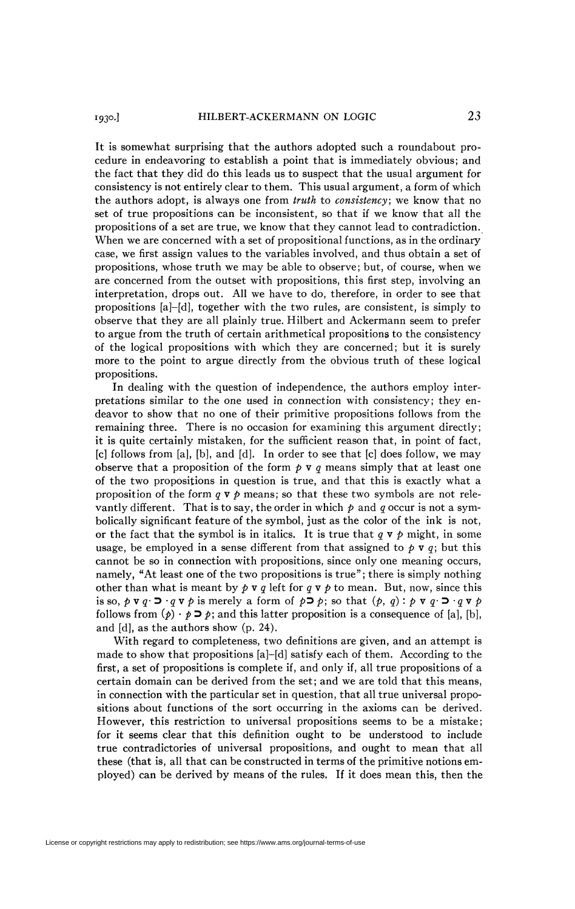It is somewhat surprising that the authors adopted such a roundabout procedure in endeavoring to establish a point that is immediately obvious; and the fact that they did do this leads us to suspect that the usual argument for consistency is not entirely clear to them. This usual argument, a form of which the authors adopt, is always one from *truth* to *consistency*; we know that no set of true propositions can be inconsistent, so that if we know that all the propositions of a set are true, we know that they cannot lead to contradiction. When we are concerned with a set of propositional functions, as in the ordinary case, we first assign values to the variables involved, and thus obtain a set of propositions, whose truth we may be able to observe; but, of course, when we are concerned from the outset with propositions, this first step, involving an interpretation, drops out. All we have to do, therefore, in order to see that propositions [a]–[d], together with the two rules, are consistent, is simply to observe that they are all plainly true. Hilbert and Ackermann seem to prefer to argue from the truth of certain arithmetical propositions to the consistency of the logical propositions with which they are concerned; but it is surely more to the point to argue directly from the obvious truth of these logical propositions.

In dealing with the question of independence, the authors employ interpretations similar to the one used in connection with consistency; they endeavor to show that no one of their primitive propositions follows from the remaining three. There is no occasion for examining this argument directly; it is quite certainly mistaken, for the sufficient reason that, in point of fact, [c] follows from [a], [b], and [d]. In order to see that [c] does follow, we may observe that a proposition of the form $p \vee q$ means simply that at least one of the two propositions in question is true, and that this is exactly what a proposition of the form $q \vee p$ means; so that these two symbols are not relevantly different. That is to say, the order in which $p$ and $q$ occur is not a symbolically significant feature of the symbol, just as the color of the ink is not, or the fact that the symbol is in italics. It is true that $q \vee p$ might, in some usage, be employed in a sense different from that assigned to $p \vee q$; but this cannot be so in connection with propositions, since only one meaning occurs, namely, "At least one of the two propositions is true"; there is simply nothing other than what is meant by $p \vee q$ left for $q \vee p$ to mean. But, now, since this is so, $p \vee q \cdot \supset \cdot q \vee p$ is merely a form of $p \supset p$; so that $(p, q) : p \vee q \cdot \supset \cdot q \vee p$ follows from $(p) \cdot p \supset p$; and this latter proposition is a consequence of [a], [b], and [d], as the authors show (p. 24).

With regard to completeness, two definitions are given, and an attempt is made to show that propositions [a]–[d] satisfy each of them. According to the first, a set of propositions is complete if, and only if, all true propositions of a certain domain can be derived from the set; and we are told that this means, in connection with the particular set in question, that all true universal propositions about functions of the sort occurring in the axioms can be derived. However, this restriction to universal propositions seems to be a mistake; for it seems clear that this definition ought to be understood to include true contradictories of universal propositions, and ought to mean that all these (that is, all that can be constructed in terms of the primitive notions employed) can be derived by means of the rules. If it does mean this, then the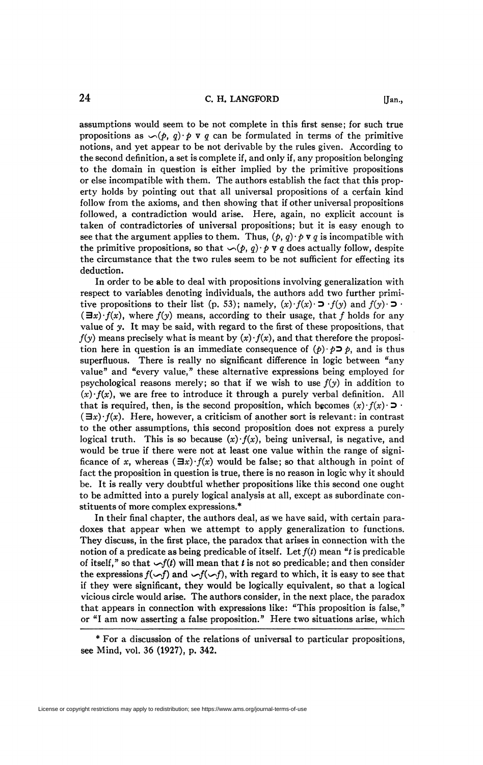assumptions would seem to be not complete in this first sense; for such true propositions as $\backsim(p, q) \cdot p \vee q$ can be formulated in terms of the primitive notions, and yet appear to be not derivable by the rules given. According to the second definition, a set is complete if, and only if, any proposition belonging to the domain in question is either implied by the primitive propositions or else incompatible with them. The authors establish the fact that this property holds by pointing out that all universal propositions of a certain kind follow from the axioms, and then showing that if other universal propositions followed, a contradiction would arise. Here, again, no explicit account is taken of contradictories of universal propositions; but it is easy enough to see that the argument applies to them. Thus, $(p, q) \cdot p \vee q$ is incompatible with the primitive propositions, so that $\backsim(p, q) \cdot p \vee q$ does actually follow, despite the circumstance that the two rules seem to be not sufficient for effecting its deduction.

In order to be able to deal with propositions involving generalization with respect to variables denoting individuals, the authors add two further primitive propositions to their list (p. 53); namely, $(x) \cdot f(x) \cdot \supset \cdot f(y)$ and $f(y) \cdot \supset \cdot (\exists x) \cdot f(x)$, where $f(y)$ means, according to their usage, that $f$ holds for any value of $y$. It may be said, with regard to the first of these propositions, that $f(y)$ means precisely what is meant by $(x) \cdot f(x)$, and that therefore the proposition here in question is an immediate consequence of $(p) \cdot p \supset p$, and is thus superfluous. There is really no significant difference in logic between "any value" and "every value," these alternative expressions being employed for psychological reasons merely; so that if we wish to use $f(y)$ in addition to $(x) \cdot f(x)$, we are free to introduce it through a purely verbal definition. All that is required, then, is the second proposition, which becomes $(x) \cdot f(x) \cdot \supset \cdot (\exists x) \cdot f(x)$. Here, however, a criticism of another sort is relevant: in contrast to the other assumptions, this second proposition does not express a purely logical truth. This is so because $(x) \cdot f(x)$, being universal, is negative, and would be true if there were not at least one value within the range of significance of $x$, whereas $(\exists x) \cdot f(x)$ would be false; so that although in point of fact the proposition in question is true, there is no reason in logic why it should be. It is really very doubtful whether propositions like this second one ought to be admitted into a purely logical analysis at all, except as subordinate constituents of more complex expressions.*

In their final chapter, the authors deal, as we have said, with certain paradoxes that appear when we attempt to apply generalization to functions. They discuss, in the first place, the paradox that arises in connection with the notion of a predicate as being predicable of itself. Let $f(t)$ mean "$t$ is predicable of itself," so that $\backsim f(t)$ will mean that $t$ is not so predicable; and then consider the expressions $f(\backsim f)$ and $\backsim f(\backsim f)$, with regard to which, it is easy to see that if they were significant, they would be logically equivalent, so that a logical vicious circle would arise. The authors consider, in the next place, the paradox that appears in connection with expressions like: "This proposition is false," or "I am now asserting a false proposition." Here two situations arise, which

* For a discussion of the relations of universal to particular propositions, see Mind, vol. 36 (1927), p. 342.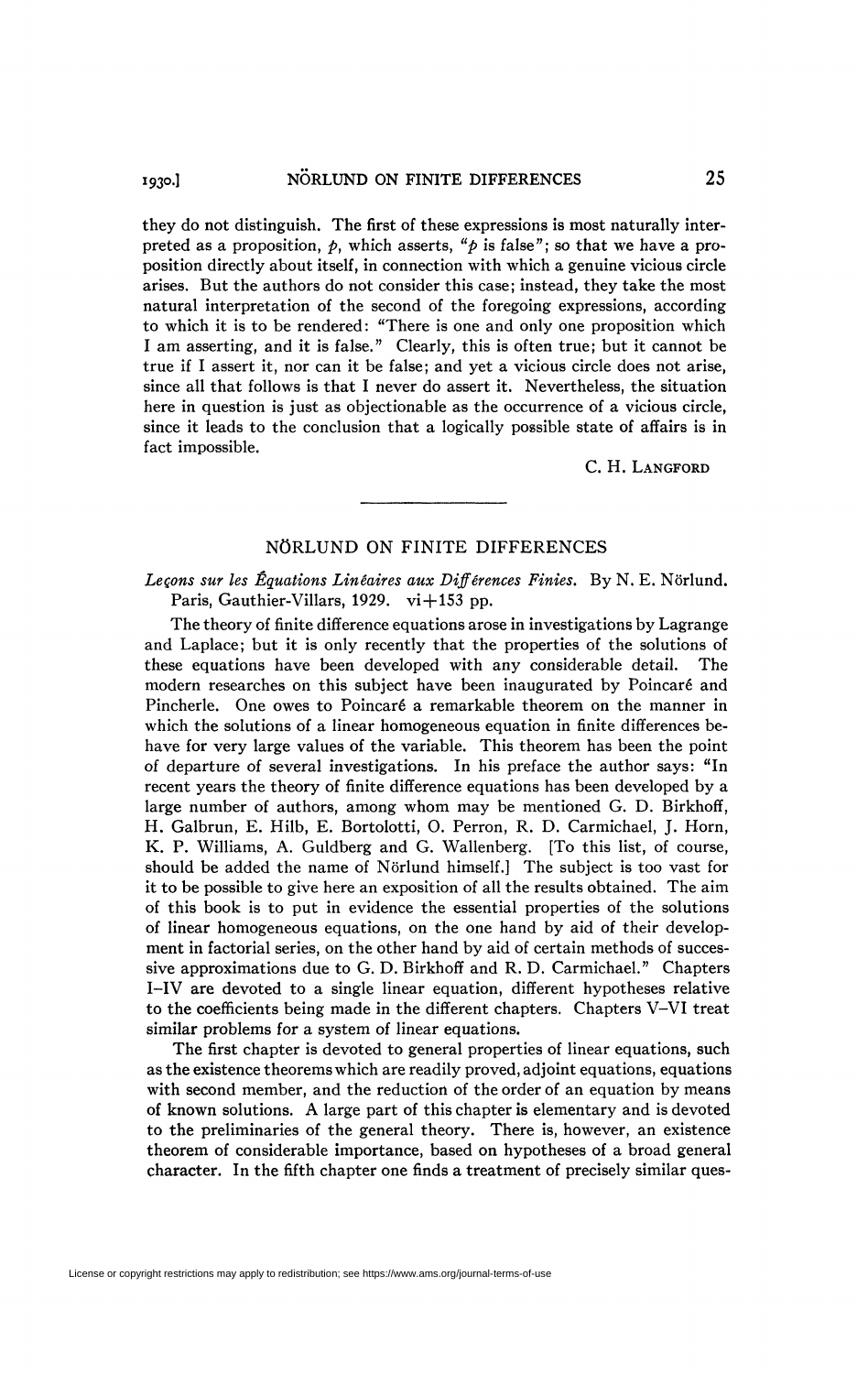they do not distinguish. The first of these expressions is most naturally interpreted as a proposition, $p$, which asserts, "$p$ is false"; so that we have a proposition directly about itself, in connection with which a genuine vicious circle arises. But the authors do not consider this case; instead, they take the most natural interpretation of the second of the foregoing expressions, according to which it is to be rendered: "There is one and only one proposition which I am asserting, and it is false." Clearly, this is often true; but it cannot be true if I assert it, nor can it be false; and yet a vicious circle does not arise, since all that follows is that I never do assert it. Nevertheless, the situation here in question is just as objectionable as the occurrence of a vicious circle, since it leads to the conclusion that a logically possible state of affairs is in fact impossible.

C. H. LANGFORD

## NÖRLUND ON FINITE DIFFERENCES

*Leçons sur les Équations Linéaires aux Différences Finies.* By N. E. Nörlund. Paris, Gauthier-Villars, 1929. vi+153 pp.

The theory of finite difference equations arose in investigations by Lagrange and Laplace; but it is only recently that the properties of the solutions of these equations have been developed with any considerable detail. The modern researches on this subject have been inaugurated by Poincaré and Pincherle. One owes to Poincaré a remarkable theorem on the manner in which the solutions of a linear homogeneous equation in finite differences behave for very large values of the variable. This theorem has been the point of departure of several investigations. In his preface the author says: "In recent years the theory of finite difference equations has been developed by a large number of authors, among whom may be mentioned G. D. Birkhoff, H. Galbrun, E. Hilb, E. Bortolotti, O. Perron, R. D. Carmichael, J. Horn, K. P. Williams, A. Guldberg and G. Wallenberg. [To this list, of course, should be added the name of Nörlund himself.] The subject is too vast for it to be possible to give here an exposition of all the results obtained. The aim of this book is to put in evidence the essential properties of the solutions of linear homogeneous equations, on the one hand by aid of their development in factorial series, on the other hand by aid of certain methods of successive approximations due to G. D. Birkhoff and R. D. Carmichael." Chapters I–IV are devoted to a single linear equation, different hypotheses relative to the coefficients being made in the different chapters. Chapters V–VI treat similar problems for a system of linear equations.

The first chapter is devoted to general properties of linear equations, such as the existence theorems which are readily proved, adjoint equations, equations with second member, and the reduction of the order of an equation by means of known solutions. A large part of this chapter is elementary and is devoted to the preliminaries of the general theory. There is, however, an existence theorem of considerable importance, based on hypotheses of a broad general character. In the fifth chapter one finds a treatment of precisely similar ques-